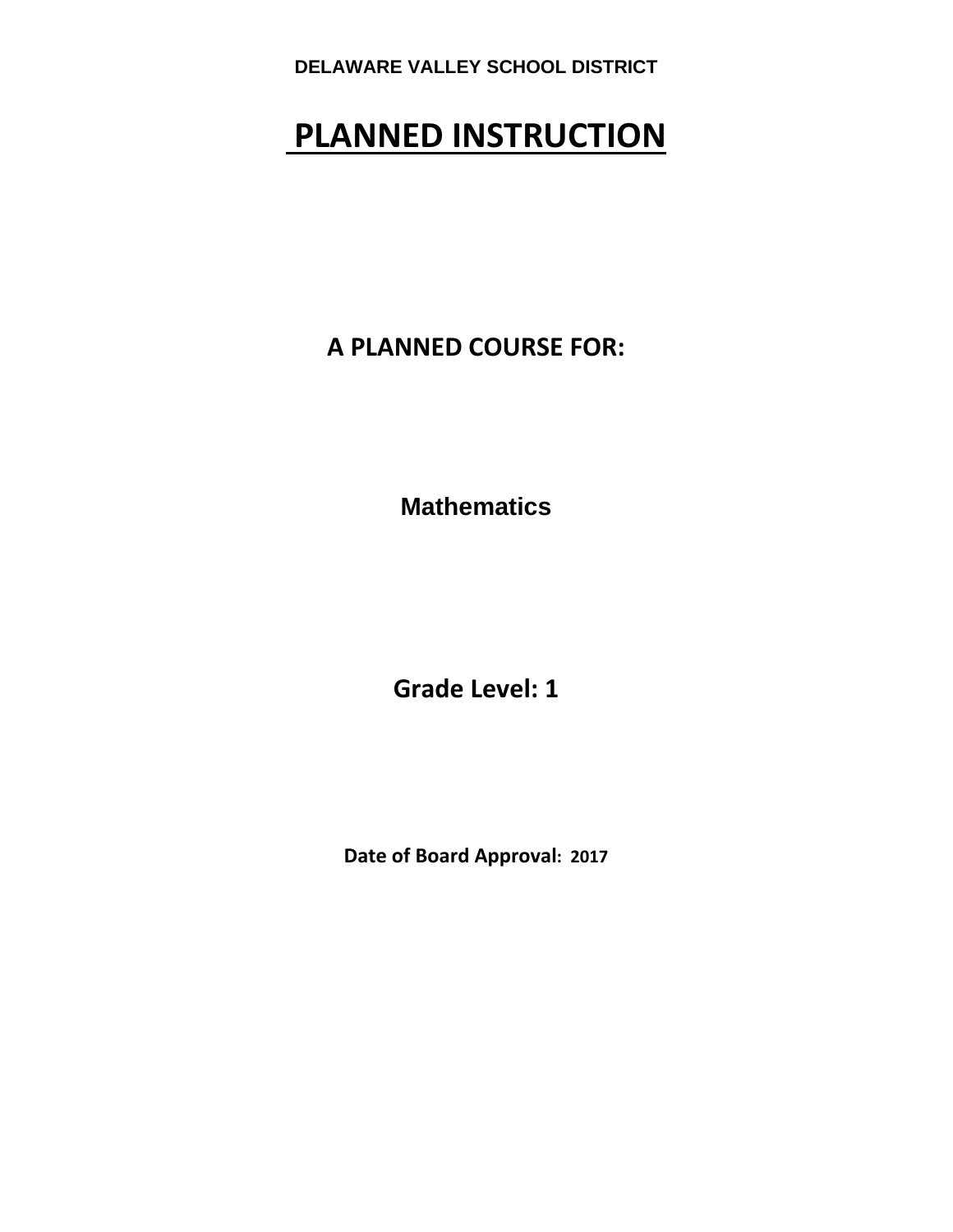**DELAWARE VALLEY SCHOOL DISTRICT**

# PLANNED INSTRUCTION

## A PLANNED COURSE FOR:

**Mathematics**

**Grade Level: 1**

**Date of Board Approval: 2017**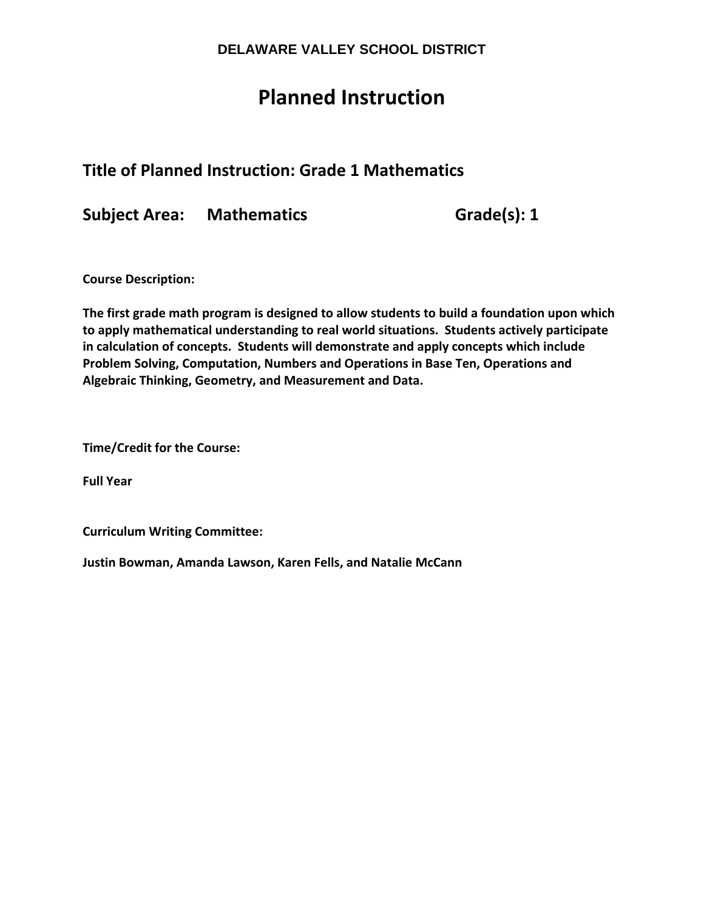**DELAWARE VALLEY SCHOOL DISTRICT**

# Planned Instruction

## Title of Planned Instruction: Grade 1 Mathematics

## Subject Area: Mathematics Grade(s): 1

**Course Description:**

**The first grade math program is designed to allow students to build a foundation upon which to apply mathematical understanding to real world situations. Students actively participate in calculation of concepts. Students will demonstrate and apply concepts which include Problem Solving, Computation, Numbers and Operations in Base Ten, Operations and Algebraic Thinking, Geometry, and Measurement and Data.**

**Time/Credit for the Course:**

**Full Year**

**Curriculum Writing Committee:**

**Justin Bowman, Amanda Lawson, Karen Fells, and Natalie McCann**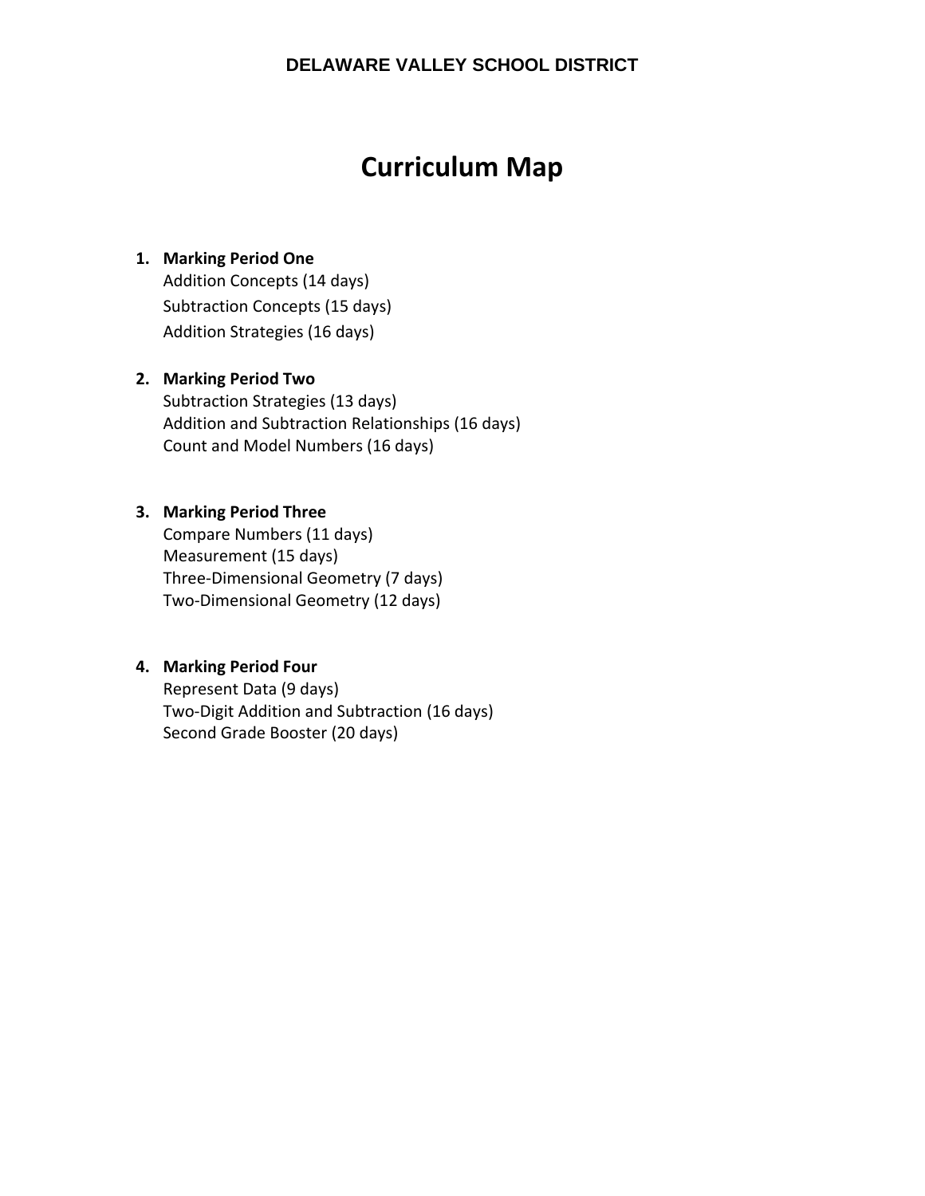# Curriculum Map

1. **Marking Period One**
   Addition Concepts (14 days)
   Subtraction Concepts (15 days)
   Addition Strategies (16 days)

2. **Marking Period Two**
   Subtraction Strategies (13 days)
   Addition and Subtraction Relationships (16 days)
   Count and Model Numbers (16 days)

3. **Marking Period Three**
   Compare Numbers (11 days)
   Measurement (15 days)
   Three-Dimensional Geometry (7 days)
   Two-Dimensional Geometry (12 days)

4. **Marking Period Four**
   Represent Data (9 days)
   Two-Digit Addition and Subtraction (16 days)
   Second Grade Booster (20 days)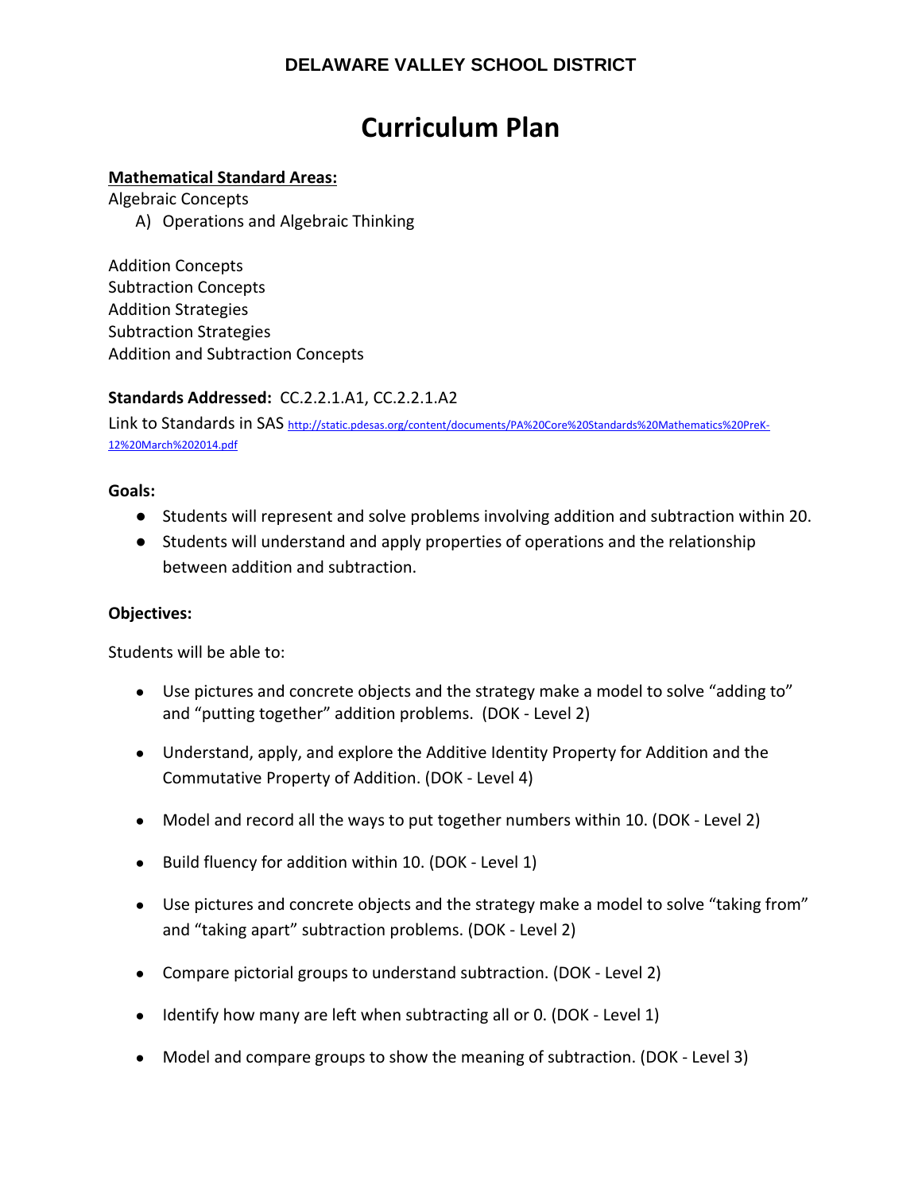**DELAWARE VALLEY SCHOOL DISTRICT**

# Curriculum Plan

**Mathematical Standard Areas:**

Algebraic Concepts

A) Operations and Algebraic Thinking

Addition Concepts
Subtraction Concepts
Addition Strategies
Subtraction Strategies
Addition and Subtraction Concepts

**Standards Addressed:** CC.2.2.1.A1, CC.2.2.1.A2

Link to Standards in SAS http://static.pdesas.org/content/documents/PA%20Core%20Standards%20Mathematics%20PreK-12%20March%202014.pdf

**Goals:**

- Students will represent and solve problems involving addition and subtraction within 20.
- Students will understand and apply properties of operations and the relationship between addition and subtraction.

**Objectives:**

Students will be able to:

- Use pictures and concrete objects and the strategy make a model to solve "adding to" and "putting together" addition problems. (DOK - Level 2)
- Understand, apply, and explore the Additive Identity Property for Addition and the Commutative Property of Addition. (DOK - Level 4)
- Model and record all the ways to put together numbers within 10. (DOK - Level 2)
- Build fluency for addition within 10. (DOK - Level 1)
- Use pictures and concrete objects and the strategy make a model to solve "taking from" and "taking apart" subtraction problems. (DOK - Level 2)
- Compare pictorial groups to understand subtraction. (DOK - Level 2)
- Identify how many are left when subtracting all or 0. (DOK - Level 1)
- Model and compare groups to show the meaning of subtraction. (DOK - Level 3)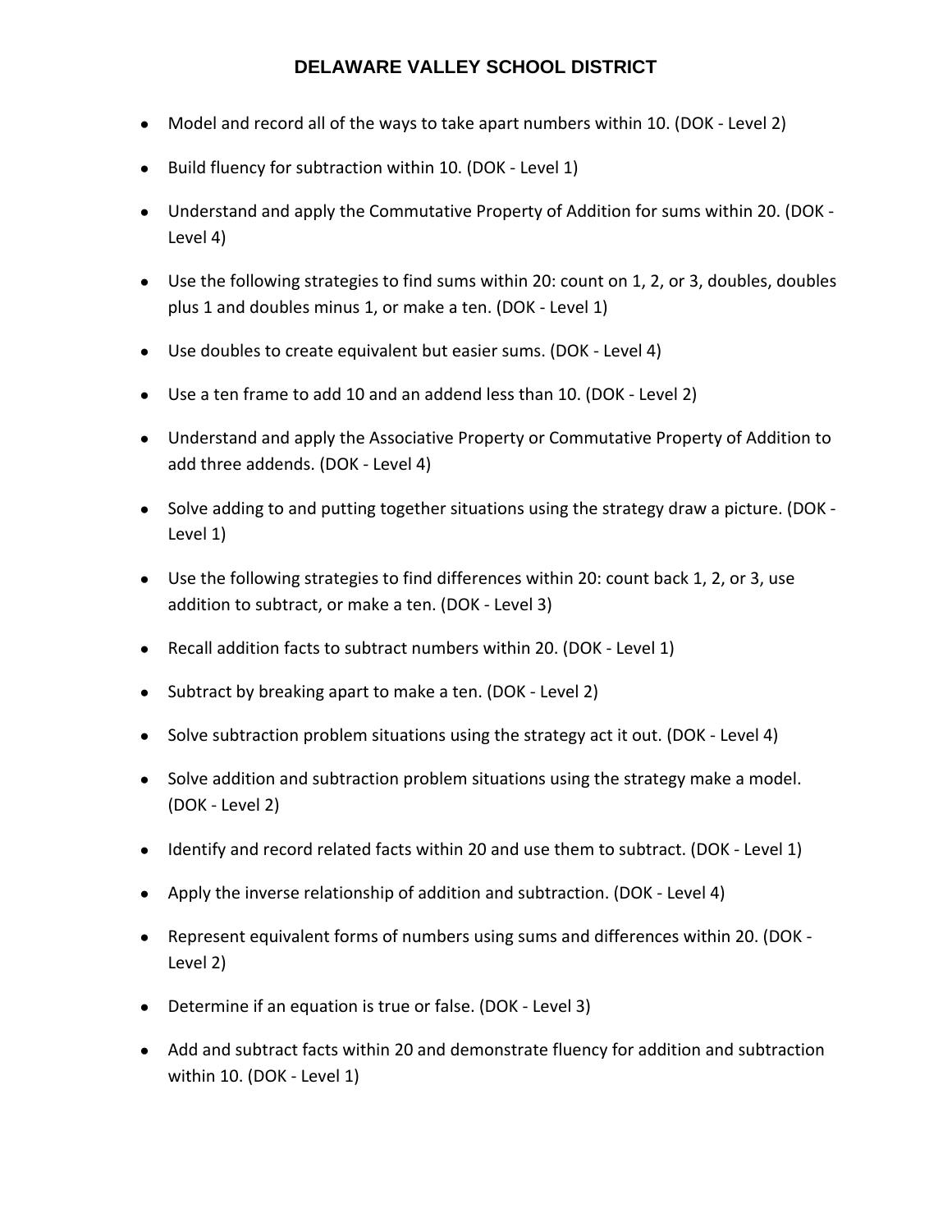- Model and record all of the ways to take apart numbers within 10. (DOK - Level 2)
- Build fluency for subtraction within 10. (DOK - Level 1)
- Understand and apply the Commutative Property of Addition for sums within 20. (DOK - Level 4)
- Use the following strategies to find sums within 20: count on 1, 2, or 3, doubles, doubles plus 1 and doubles minus 1, or make a ten. (DOK - Level 1)
- Use doubles to create equivalent but easier sums. (DOK - Level 4)
- Use a ten frame to add 10 and an addend less than 10. (DOK - Level 2)
- Understand and apply the Associative Property or Commutative Property of Addition to add three addends. (DOK - Level 4)
- Solve adding to and putting together situations using the strategy draw a picture. (DOK - Level 1)
- Use the following strategies to find differences within 20: count back 1, 2, or 3, use addition to subtract, or make a ten. (DOK - Level 3)
- Recall addition facts to subtract numbers within 20. (DOK - Level 1)
- Subtract by breaking apart to make a ten. (DOK - Level 2)
- Solve subtraction problem situations using the strategy act it out. (DOK - Level 4)
- Solve addition and subtraction problem situations using the strategy make a model. (DOK - Level 2)
- Identify and record related facts within 20 and use them to subtract. (DOK - Level 1)
- Apply the inverse relationship of addition and subtraction. (DOK - Level 4)
- Represent equivalent forms of numbers using sums and differences within 20. (DOK - Level 2)
- Determine if an equation is true or false. (DOK - Level 3)
- Add and subtract facts within 20 and demonstrate fluency for addition and subtraction within 10. (DOK - Level 1)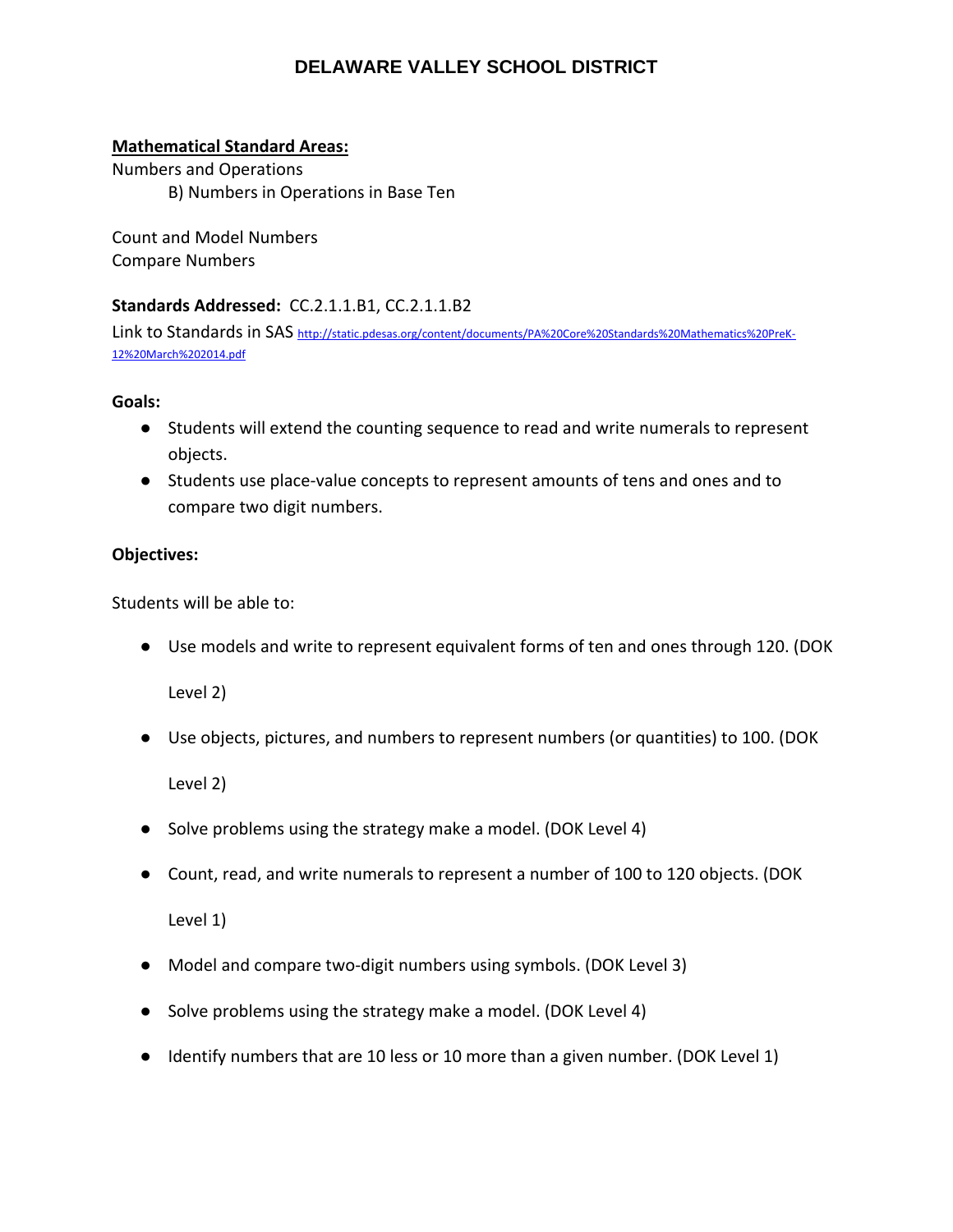# DELAWARE VALLEY SCHOOL DISTRICT

**Mathematical Standard Areas:**

Numbers and Operations

B) Numbers in Operations in Base Ten

Count and Model Numbers

Compare Numbers

**Standards Addressed:** CC.2.1.1.B1, CC.2.1.1.B2

Link to Standards in SAS http://static.pdesas.org/content/documents/PA%20Core%20Standards%20Mathematics%20PreK-12%20March%202014.pdf

**Goals:**

- Students will extend the counting sequence to read and write numerals to represent objects.
- Students use place-value concepts to represent amounts of tens and ones and to compare two digit numbers.

**Objectives:**

Students will be able to:

- Use models and write to represent equivalent forms of ten and ones through 120. (DOK Level 2)
- Use objects, pictures, and numbers to represent numbers (or quantities) to 100. (DOK Level 2)
- Solve problems using the strategy make a model. (DOK Level 4)
- Count, read, and write numerals to represent a number of 100 to 120 objects. (DOK Level 1)
- Model and compare two-digit numbers using symbols. (DOK Level 3)
- Solve problems using the strategy make a model. (DOK Level 4)
- Identify numbers that are 10 less or 10 more than a given number. (DOK Level 1)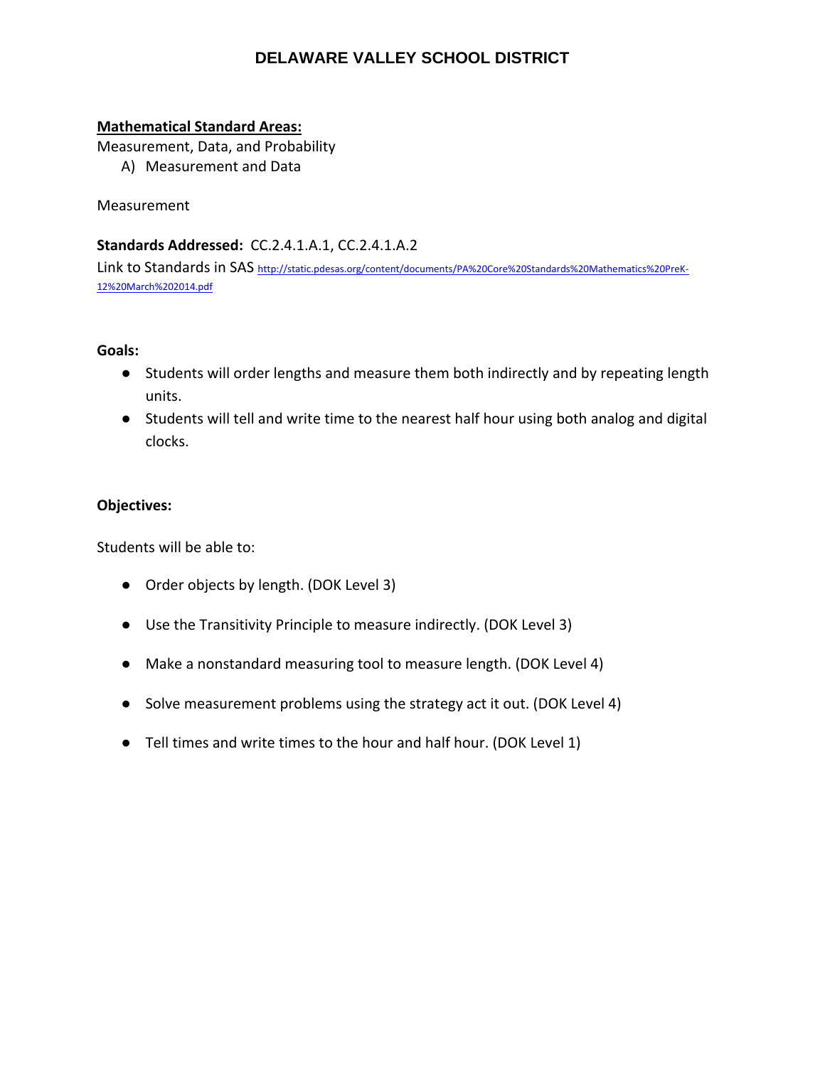# DELAWARE VALLEY SCHOOL DISTRICT

**Mathematical Standard Areas:**

Measurement, Data, and Probability

A) Measurement and Data

Measurement

**Standards Addressed:** CC.2.4.1.A.1, CC.2.4.1.A.2

Link to Standards in SAS http://static.pdesas.org/content/documents/PA%20Core%20Standards%20Mathematics%20PreK-12%20March%202014.pdf

**Goals:**

- Students will order lengths and measure them both indirectly and by repeating length units.
- Students will tell and write time to the nearest half hour using both analog and digital clocks.

**Objectives:**

Students will be able to:

- Order objects by length. (DOK Level 3)
- Use the Transitivity Principle to measure indirectly. (DOK Level 3)
- Make a nonstandard measuring tool to measure length. (DOK Level 4)
- Solve measurement problems using the strategy act it out. (DOK Level 4)
- Tell times and write times to the hour and half hour. (DOK Level 1)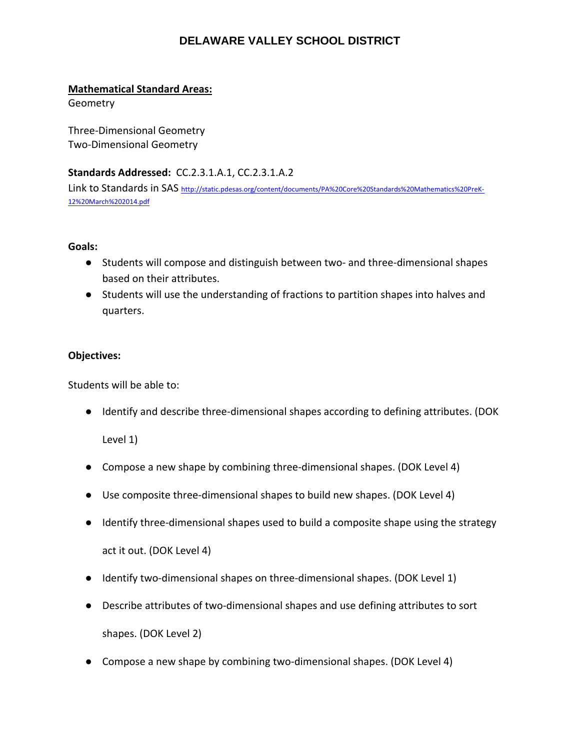# DELAWARE VALLEY SCHOOL DISTRICT

**Mathematical Standard Areas:**
Geometry

Three-Dimensional Geometry
Two-Dimensional Geometry

**Standards Addressed:** CC.2.3.1.A.1, CC.2.3.1.A.2

Link to Standards in SAS http://static.pdesas.org/content/documents/PA%20Core%20Standards%20Mathematics%20PreK-12%20March%202014.pdf

**Goals:**

- Students will compose and distinguish between two- and three-dimensional shapes based on their attributes.
- Students will use the understanding of fractions to partition shapes into halves and quarters.

**Objectives:**

Students will be able to:

- Identify and describe three-dimensional shapes according to defining attributes. (DOK Level 1)
- Compose a new shape by combining three-dimensional shapes. (DOK Level 4)
- Use composite three-dimensional shapes to build new shapes. (DOK Level 4)
- Identify three-dimensional shapes used to build a composite shape using the strategy act it out. (DOK Level 4)
- Identify two-dimensional shapes on three-dimensional shapes. (DOK Level 1)
- Describe attributes of two-dimensional shapes and use defining attributes to sort shapes. (DOK Level 2)
- Compose a new shape by combining two-dimensional shapes. (DOK Level 4)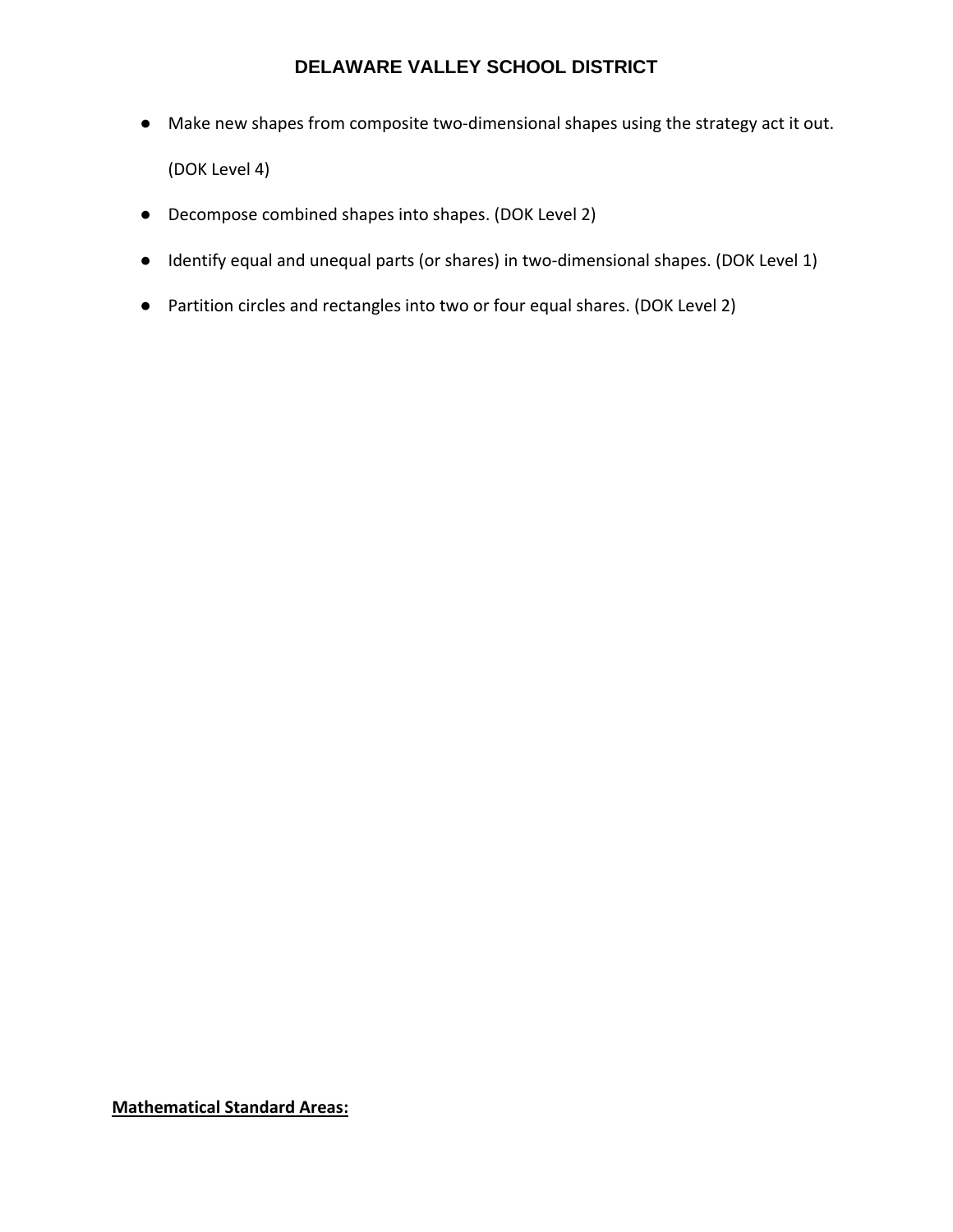- Make new shapes from composite two-dimensional shapes using the strategy act it out. (DOK Level 4)
- Decompose combined shapes into shapes. (DOK Level 2)
- Identify equal and unequal parts (or shares) in two-dimensional shapes. (DOK Level 1)
- Partition circles and rectangles into two or four equal shares. (DOK Level 2)

**Mathematical Standard Areas:**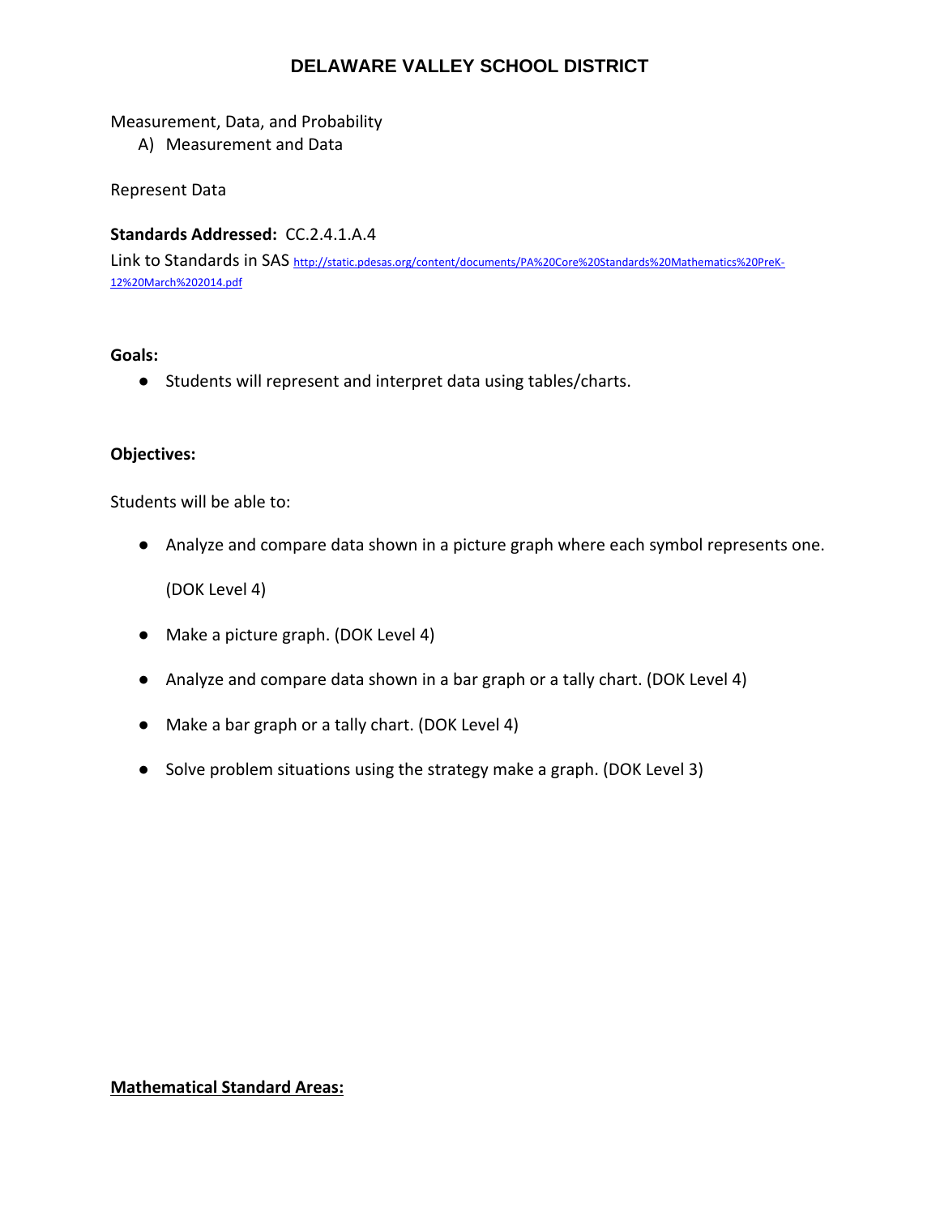# DELAWARE VALLEY SCHOOL DISTRICT

Measurement, Data, and Probability

A) Measurement and Data

Represent Data

**Standards Addressed:** CC.2.4.1.A.4

Link to Standards in SAS http://static.pdesas.org/content/documents/PA%20Core%20Standards%20Mathematics%20PreK-12%20March%202014.pdf

**Goals:**

- Students will represent and interpret data using tables/charts.

**Objectives:**

Students will be able to:

- Analyze and compare data shown in a picture graph where each symbol represents one.

  (DOK Level 4)

- Make a picture graph. (DOK Level 4)
- Analyze and compare data shown in a bar graph or a tally chart. (DOK Level 4)
- Make a bar graph or a tally chart. (DOK Level 4)
- Solve problem situations using the strategy make a graph. (DOK Level 3)

**Mathematical Standard Areas:**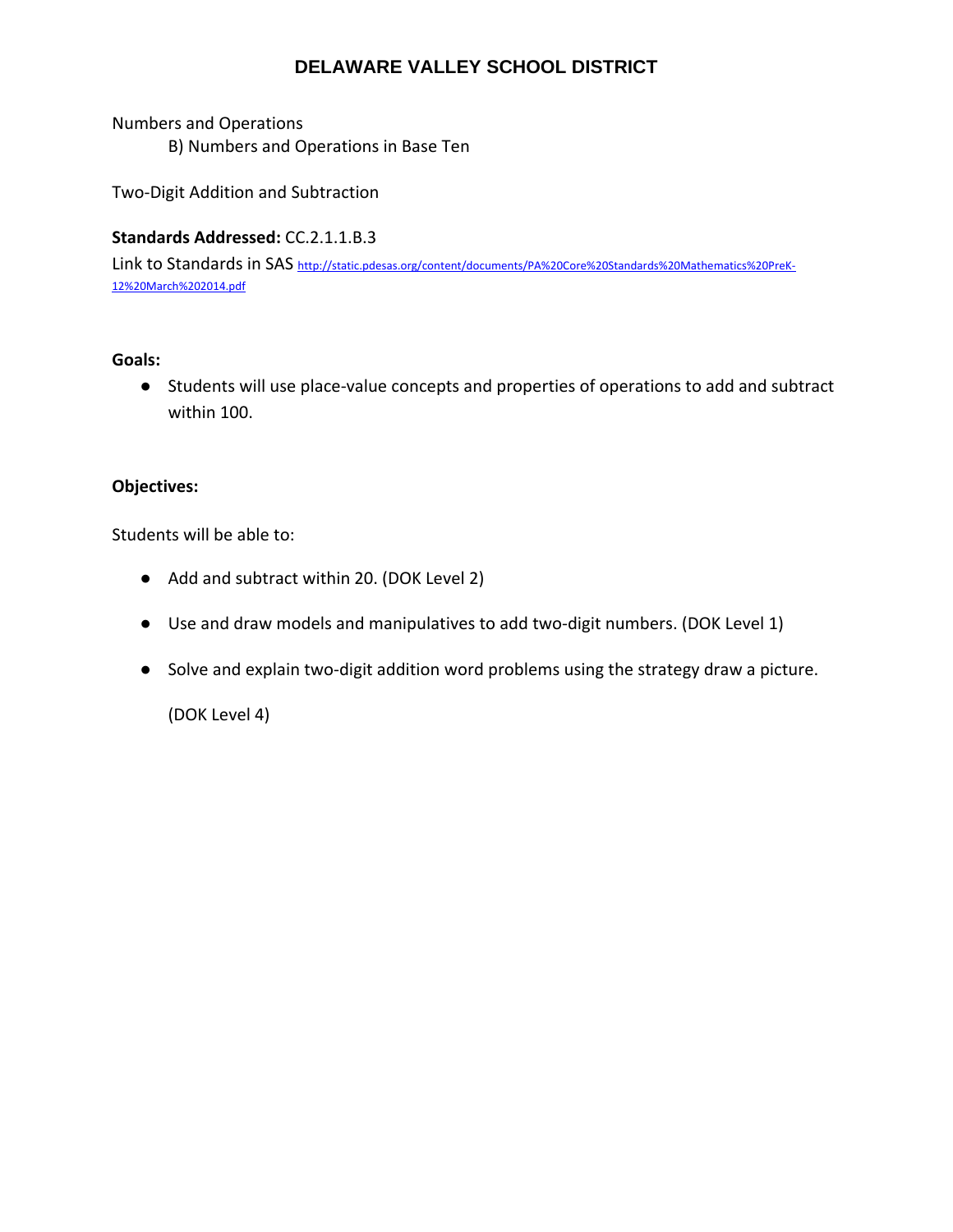# DELAWARE VALLEY SCHOOL DISTRICT

Numbers and Operations

B) Numbers and Operations in Base Ten

Two-Digit Addition and Subtraction

**Standards Addressed:** CC.2.1.1.B.3

Link to Standards in SAS http://static.pdesas.org/content/documents/PA%20Core%20Standards%20Mathematics%20PreK-12%20March%202014.pdf

**Goals:**

- Students will use place-value concepts and properties of operations to add and subtract within 100.

**Objectives:**

Students will be able to:

- Add and subtract within 20. (DOK Level 2)
- Use and draw models and manipulatives to add two-digit numbers. (DOK Level 1)
- Solve and explain two-digit addition word problems using the strategy draw a picture.

  (DOK Level 4)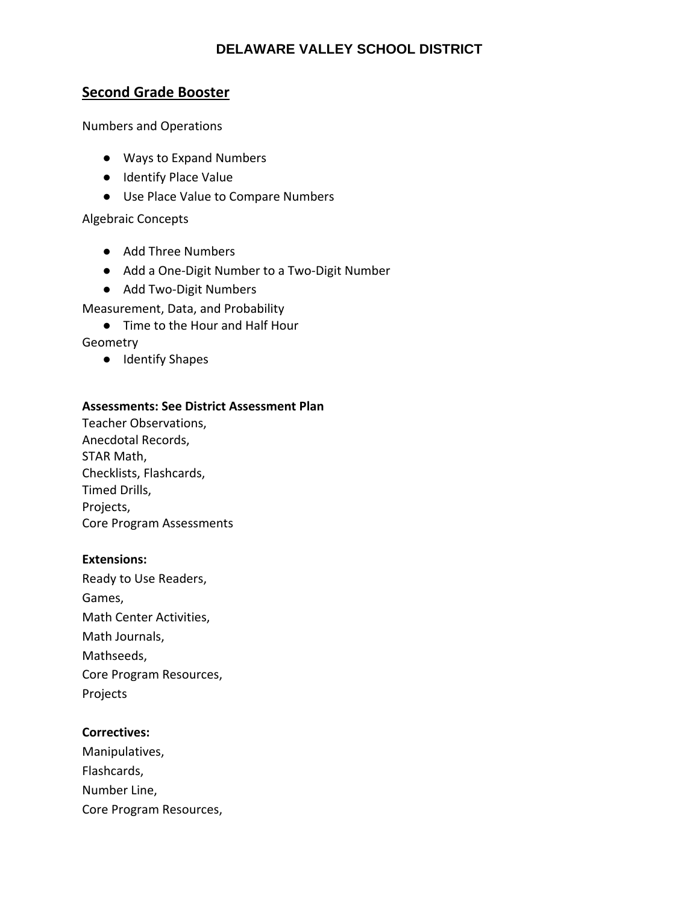## Second Grade Booster

Numbers and Operations

- Ways to Expand Numbers
- Identify Place Value
- Use Place Value to Compare Numbers

Algebraic Concepts

- Add Three Numbers
- Add a One-Digit Number to a Two-Digit Number
- Add Two-Digit Numbers

Measurement, Data, and Probability

- Time to the Hour and Half Hour

Geometry

- Identify Shapes

**Assessments: See District Assessment Plan**
Teacher Observations,
Anecdotal Records,
STAR Math,
Checklists, Flashcards,
Timed Drills,
Projects,
Core Program Assessments

**Extensions:**
Ready to Use Readers,
Games,
Math Center Activities,
Math Journals,
Mathseeds,
Core Program Resources,
Projects

**Correctives:**
Manipulatives,
Flashcards,
Number Line,
Core Program Resources,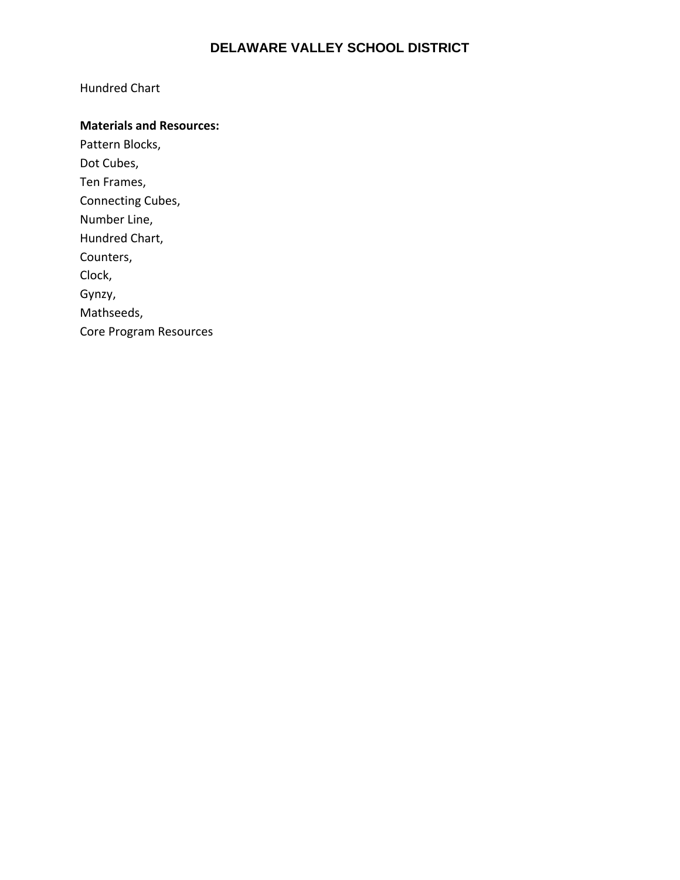Hundred Chart

**Materials and Resources:**

Pattern Blocks,
Dot Cubes,
Ten Frames,
Connecting Cubes,
Number Line,
Hundred Chart,
Counters,
Clock,
Gynzy,
Mathseeds,
Core Program Resources